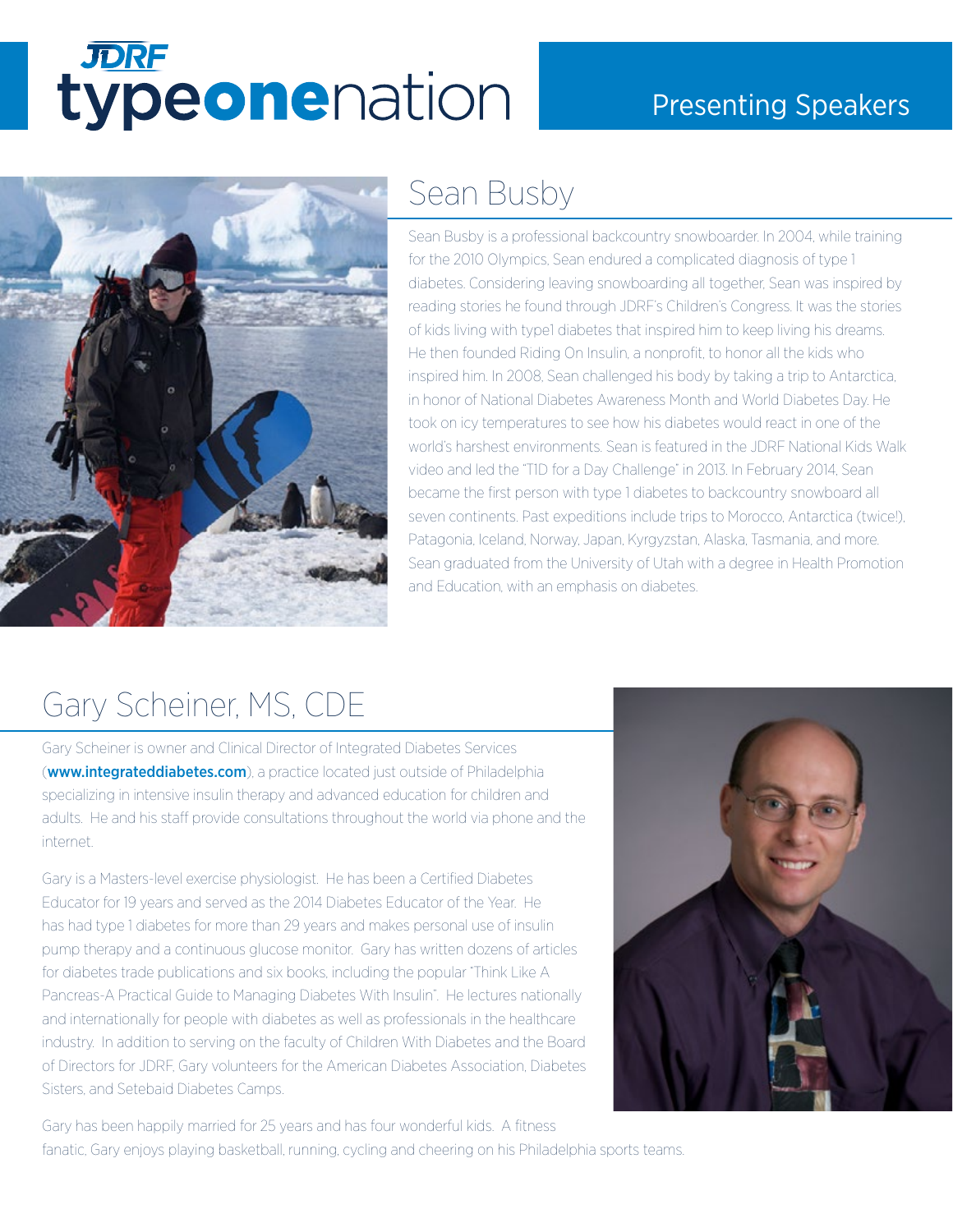# JDRF typeonenation

## Presenting Speakers

## Sean Busby

Sean Busby is a professional backcountry snowboarder. In 2004, while training for the 2010 Olympics, Sean endured a complicated diagnosis of type 1 diabetes. Considering leaving snowboarding all together, Sean was inspired by reading stories he found through JDRF's Children's Congress. It was the stories of kids living with type1 diabetes that inspired him to keep living his dreams. He then founded Riding On Insulin, a nonprofit, to honor all the kids who inspired him. In 2008, Sean challenged his body by taking a trip to Antarctica, in honor of National Diabetes Awareness Month and World Diabetes Day. He took on icy temperatures to see how his diabetes would react in one of the world's harshest environments. Sean is featured in the JDRF National Kids Walk video and led the "T1D for a Day Challenge" in 2013. In February 2014, Sean became the first person with type 1 diabetes to backcountry snowboard all seven continents. Past expeditions include trips to Morocco, Antarctica (twice!), Patagonia, Iceland, Norway, Japan, Kyrgyzstan, Alaska, Tasmania, and more. Sean graduated from the University of Utah with a degree in Health Promotion and Education, with an emphasis on diabetes.

## Gary Scheiner, MS, CDE

Gary Scheiner is owner and Clinical Director of Integrated Diabetes Services (**www.integrateddiabetes.com**), a practice located just outside of Philadelphia specializing in intensive insulin therapy and advanced education for children and adults. He and his staff provide consultations throughout the world via phone and the internet.

Gary is a Masters-level exercise physiologist. He has been a Certified Diabetes Educator for 19 years and served as the 2014 Diabetes Educator of the Year. He has had type 1 diabetes for more than 29 years and makes personal use of insulin pump therapy and a continuous glucose monitor. Gary has written dozens of articles for diabetes trade publications and six books, including the popular "Think Like A Pancreas-A Practical Guide to Managing Diabetes With Insulin". He lectures nationally and internationally for people with diabetes as well as professionals in the healthcare industry. In addition to serving on the faculty of Children With Diabetes and the Board of Directors for JDRF, Gary volunteers for the American Diabetes Association, Diabetes Sisters, and Setebaid Diabetes Camps.

Gary has been happily married for 25 years and has four wonderful kids. A fitness fanatic, Gary enjoys playing basketball, running, cycling and cheering on his Philadelphia sports teams.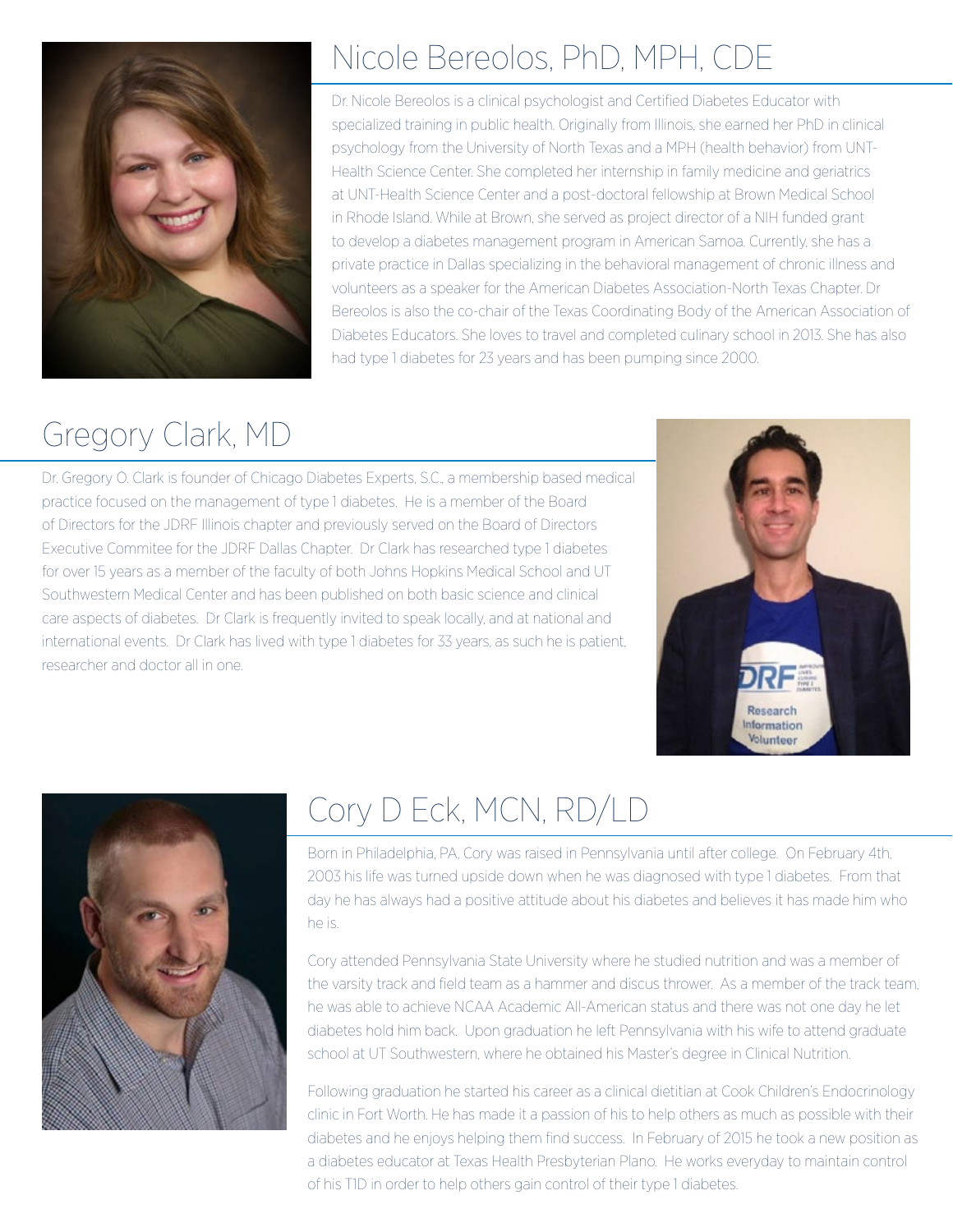## Nicole Bereolos, PhD, MPH, CDE

Dr. Nicole Bereolos is a clinical psychologist and Certified Diabetes Educator with specialized training in public health. Originally from Illinois, she earned her PhD in clinical psychology from the University of North Texas and a MPH (health behavior) from UNT-Health Science Center. She completed her internship in family medicine and geriatrics at UNT-Health Science Center and a post-doctoral fellowship at Brown Medical School in Rhode Island. While at Brown, she served as project director of a NIH funded grant to develop a diabetes management program in American Samoa. Currently, she has a private practice in Dallas specializing in the behavioral management of chronic illness and volunteers as a speaker for the American Diabetes Association-North Texas Chapter. Dr Bereolos is also the co-chair of the Texas Coordinating Body of the American Association of Diabetes Educators. She loves to travel and completed culinary school in 2013. She has also had type 1 diabetes for 23 years and has been pumping since 2000.

## Gregory Clark, MD

Dr. Gregory O. Clark is founder of Chicago Diabetes Experts, S.C., a membership based medical practice focused on the management of type 1 diabetes. He is a member of the Board of Directors for the JDRF Illinois chapter and previously served on the Board of Directors Executive Commitee for the JDRF Dallas Chapter. Dr Clark has researched type 1 diabetes for over 15 years as a member of the faculty of both Johns Hopkins Medical School and UT Southwestern Medical Center and has been published on both basic science and clinical care aspects of diabetes. Dr Clark is frequently invited to speak locally, and at national and international events. Dr Clark has lived with type 1 diabetes for 33 years, as such he is patient, researcher and doctor all in one.

## Cory D Eck, MCN, RD/LD

Born in Philadelphia, PA, Cory was raised in Pennsylvania until after college. On February 4th, 2003 his life was turned upside down when he was diagnosed with type 1 diabetes. From that day he has always had a positive attitude about his diabetes and believes it has made him who he is.

Cory attended Pennsylvania State University where he studied nutrition and was a member of the varsity track and field team as a hammer and discus thrower. As a member of the track team, he was able to achieve NCAA Academic All-American status and there was not one day he let diabetes hold him back. Upon graduation he left Pennsylvania with his wife to attend graduate school at UT Southwestern, where he obtained his Master's degree in Clinical Nutrition.

Following graduation he started his career as a clinical dietitian at Cook Children's Endocrinology clinic in Fort Worth. He has made it a passion of his to help others as much as possible with their diabetes and he enjoys helping them find success. In February of 2015 he took a new position as a diabetes educator at Texas Health Presbyterian Plano. He works everyday to maintain control of his T1D in order to help others gain control of their type 1 diabetes.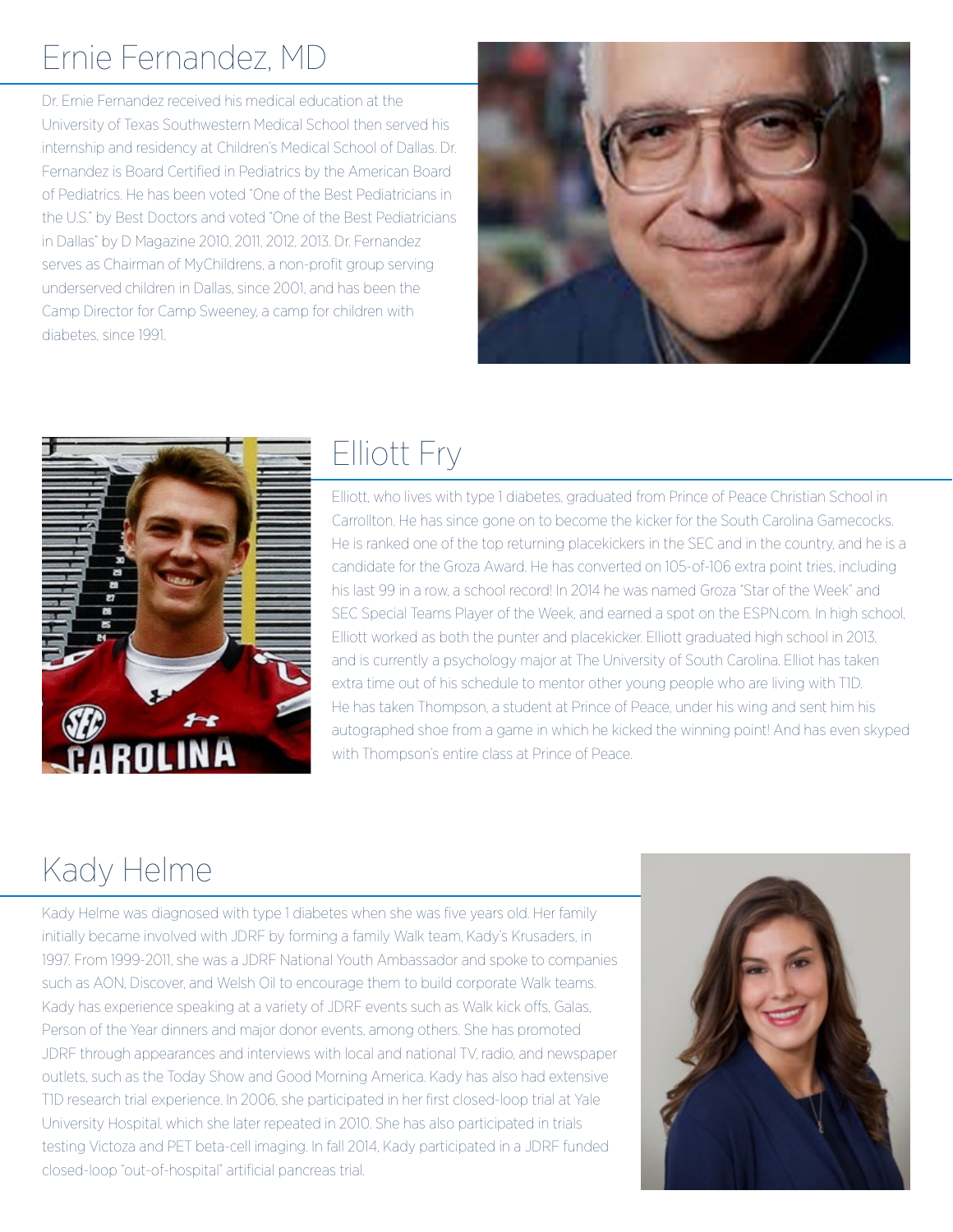## Ernie Fernandez, MD

Dr. Ernie Fernandez received his medical education at the University of Texas Southwestern Medical School then served his internship and residency at Children's Medical School of Dallas. Dr. Fernandez is Board Certified in Pediatrics by the American Board of Pediatrics. He has been voted "One of the Best Pediatricians in the U.S." by Best Doctors and voted "One of the Best Pediatricians in Dallas" by D Magazine 2010, 2011, 2012, 2013. Dr. Fernandez serves as Chairman of MyChildrens, a non-profit group serving underserved children in Dallas, since 2001, and has been the Camp Director for Camp Sweeney, a camp for children with diabetes, since 1991.

## Elliott Fry

Elliott, who lives with type 1 diabetes, graduated from Prince of Peace Christian School in Carrollton. He has since gone on to become the kicker for the South Carolina Gamecocks. He is ranked one of the top returning placekickers in the SEC and in the country, and he is a candidate for the Groza Award. He has converted on 105-of-106 extra point tries, including his last 99 in a row, a school record! In 2014 he was named Groza "Star of the Week" and SEC Special Teams Player of the Week, and earned a spot on the ESPN.com. In high school, Elliott worked as both the punter and placekicker. Elliott graduated high school in 2013, and is currently a psychology major at The University of South Carolina. Elliot has taken extra time out of his schedule to mentor other young people who are living with T1D. He has taken Thompson, a student at Prince of Peace, under his wing and sent him his autographed shoe from a game in which he kicked the winning point! And has even skyped with Thompson's entire class at Prince of Peace.

## Kady Helme

Kady Helme was diagnosed with type 1 diabetes when she was five years old. Her family initially became involved with JDRF by forming a family Walk team, Kady's Krusaders, in 1997. From 1999-2011, she was a JDRF National Youth Ambassador and spoke to companies such as AON, Discover, and Welsh Oil to encourage them to build corporate Walk teams. Kady has experience speaking at a variety of JDRF events such as Walk kick offs, Galas, Person of the Year dinners and major donor events, among others. She has promoted JDRF through appearances and interviews with local and national TV, radio, and newspaper outlets, such as the Today Show and Good Morning America. Kady has also had extensive T1D research trial experience. In 2006, she participated in her first closed-loop trial at Yale University Hospital, which she later repeated in 2010. She has also participated in trials testing Victoza and PET beta-cell imaging. In fall 2014, Kady participated in a JDRF funded closed-loop "out-of-hospital" artificial pancreas trial.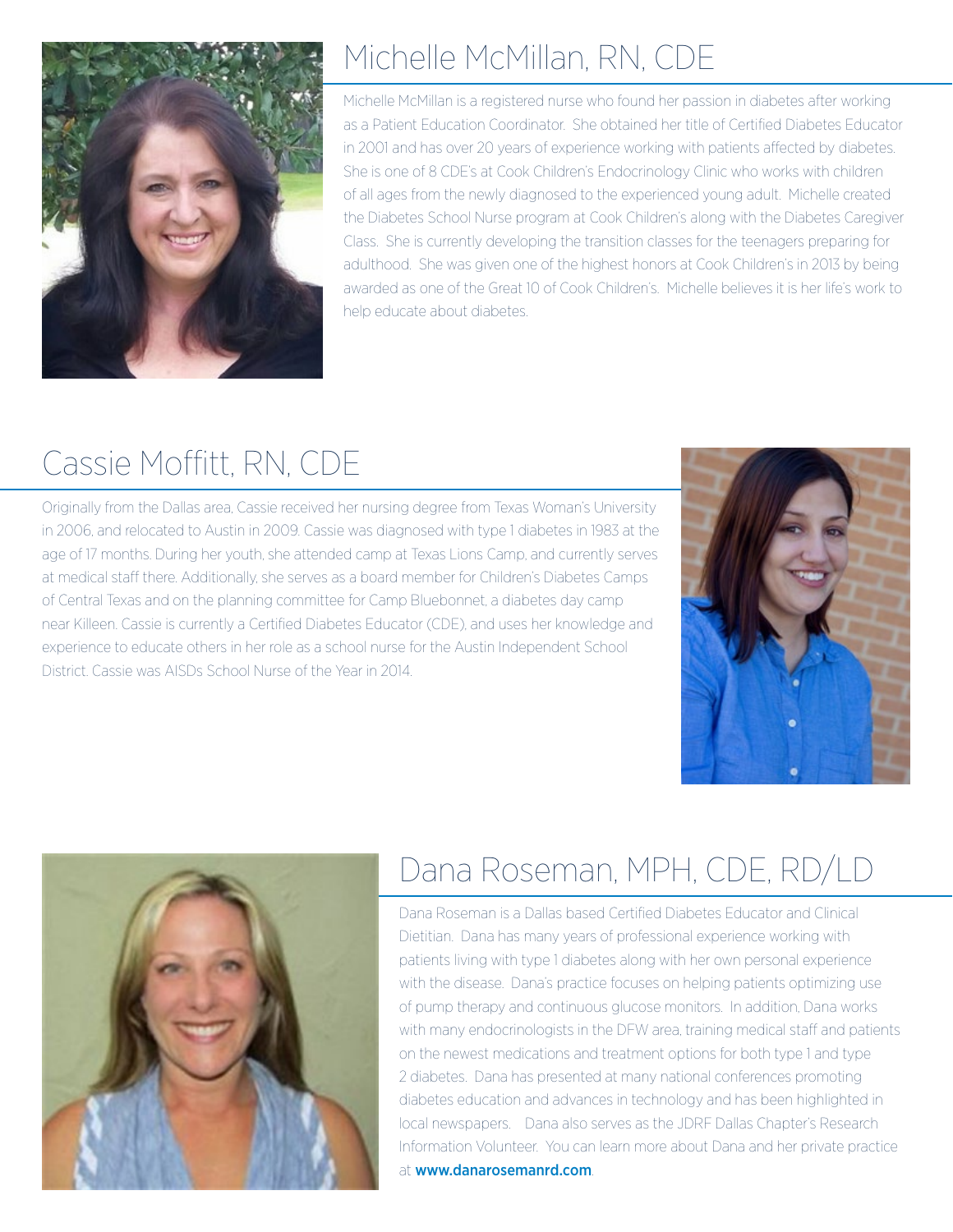## Michelle McMillan, RN, CDE

Michelle McMillan is a registered nurse who found her passion in diabetes after working as a Patient Education Coordinator. She obtained her title of Certified Diabetes Educator in 2001 and has over 20 years of experience working with patients affected by diabetes. She is one of 8 CDE's at Cook Children's Endocrinology Clinic who works with children of all ages from the newly diagnosed to the experienced young adult. Michelle created the Diabetes School Nurse program at Cook Children's along with the Diabetes Caregiver Class. She is currently developing the transition classes for the teenagers preparing for adulthood. She was given one of the highest honors at Cook Children's in 2013 by being awarded as one of the Great 10 of Cook Children's. Michelle believes it is her life's work to help educate about diabetes.

## Cassie Moffitt, RN, CDE

Originally from the Dallas area, Cassie received her nursing degree from Texas Woman's University in 2006, and relocated to Austin in 2009. Cassie was diagnosed with type 1 diabetes in 1983 at the age of 17 months. During her youth, she attended camp at Texas Lions Camp, and currently serves at medical staff there. Additionally, she serves as a board member for Children's Diabetes Camps of Central Texas and on the planning committee for Camp Bluebonnet, a diabetes day camp near Killeen. Cassie is currently a Certified Diabetes Educator (CDE), and uses her knowledge and experience to educate others in her role as a school nurse for the Austin Independent School District. Cassie was AISDs School Nurse of the Year in 2014.

## Dana Roseman, MPH, CDE, RD/LD

Dana Roseman is a Dallas based Certified Diabetes Educator and Clinical Dietitian. Dana has many years of professional experience working with patients living with type 1 diabetes along with her own personal experience with the disease. Dana's practice focuses on helping patients optimizing use of pump therapy and continuous glucose monitors. In addition, Dana works with many endocrinologists in the DFW area, training medical staff and patients on the newest medications and treatment options for both type 1 and type 2 diabetes. Dana has presented at many national conferences promoting diabetes education and advances in technology and has been highlighted in local newspapers. Dana also serves as the JDRF Dallas Chapter's Research Information Volunteer. You can learn more about Dana and her private practice at **www.danarosemanrd.com**.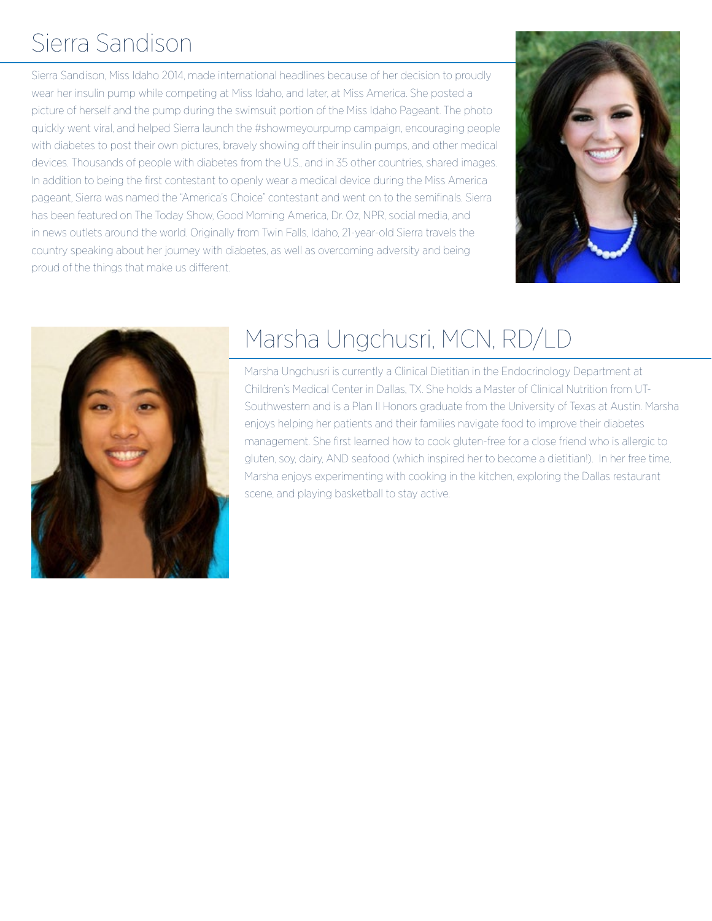## Sierra Sandison

Sierra Sandison, Miss Idaho 2014, made international headlines because of her decision to proudly wear her insulin pump while competing at Miss Idaho, and later, at Miss America. She posted a picture of herself and the pump during the swimsuit portion of the Miss Idaho Pageant. The photo quickly went viral, and helped Sierra launch the #showmeyourpump campaign, encouraging people with diabetes to post their own pictures, bravely showing off their insulin pumps, and other medical devices. Thousands of people with diabetes from the U.S., and in 35 other countries, shared images. In addition to being the first contestant to openly wear a medical device during the Miss America pageant, Sierra was named the "America's Choice" contestant and went on to the semifinals. Sierra has been featured on The Today Show, Good Morning America, Dr. Oz, NPR, social media, and in news outlets around the world. Originally from Twin Falls, Idaho, 21-year-old Sierra travels the country speaking about her journey with diabetes, as well as overcoming adversity and being proud of the things that make us different.

## Marsha Ungchusri, MCN, RD/LD

Marsha Ungchusri is currently a Clinical Dietitian in the Endocrinology Department at Children's Medical Center in Dallas, TX. She holds a Master of Clinical Nutrition from UT-Southwestern and is a Plan II Honors graduate from the University of Texas at Austin. Marsha enjoys helping her patients and their families navigate food to improve their diabetes management. She first learned how to cook gluten-free for a close friend who is allergic to gluten, soy, dairy, AND seafood (which inspired her to become a dietitian!). In her free time, Marsha enjoys experimenting with cooking in the kitchen, exploring the Dallas restaurant scene, and playing basketball to stay active.